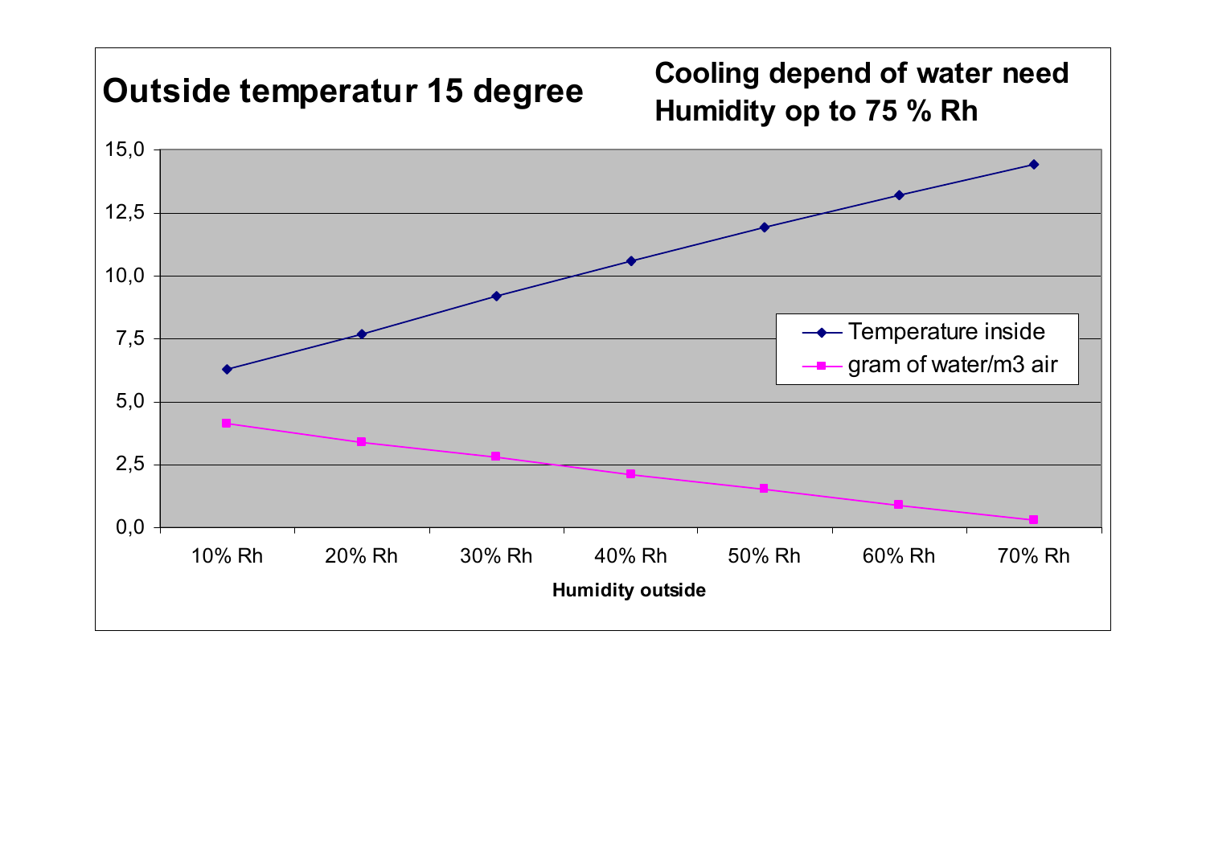# Outside temperatur 15 degree

**Cooling depend of water need**
**Humidity op to 75 % Rh**

| Humidity outside | Temperature inside | gram of water/m3 air |
|---|---|---|
| 10% Rh | 6,3 | 4,1 |
| 20% Rh | 7,7 | 3,4 |
| 30% Rh | 9,2 | 2,8 |
| 40% Rh | 10,6 | 2,1 |
| 50% Rh | 11,9 | 1,5 |
| 60% Rh | 13,2 | 0,9 |
| 70% Rh | 14,4 | 0,3 |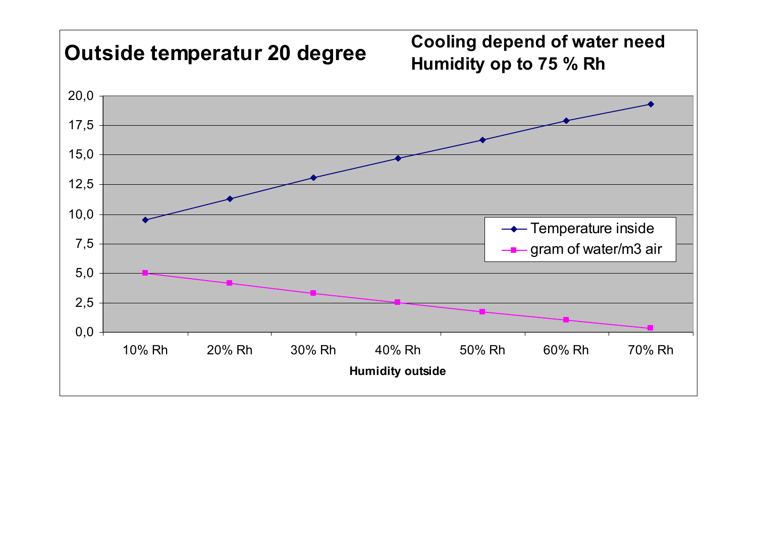# Outside temperatur 20 degree

**Cooling depend of water need**
**Humidity op to 75 % Rh**

| Humidity outside | 10% Rh | 20% Rh | 30% Rh | 40% Rh | 50% Rh | 60% Rh | 70% Rh |
|---|---|---|---|---|---|---|---|
| Temperature inside | 9,5 | 11,3 | 13,1 | 14,7 | 16,3 | 17,9 | 19,3 |
| gram of water/m3 air | 5,0 | 4,2 | 3,3 | 2,5 | 1,7 | 1,0 | 0,3 |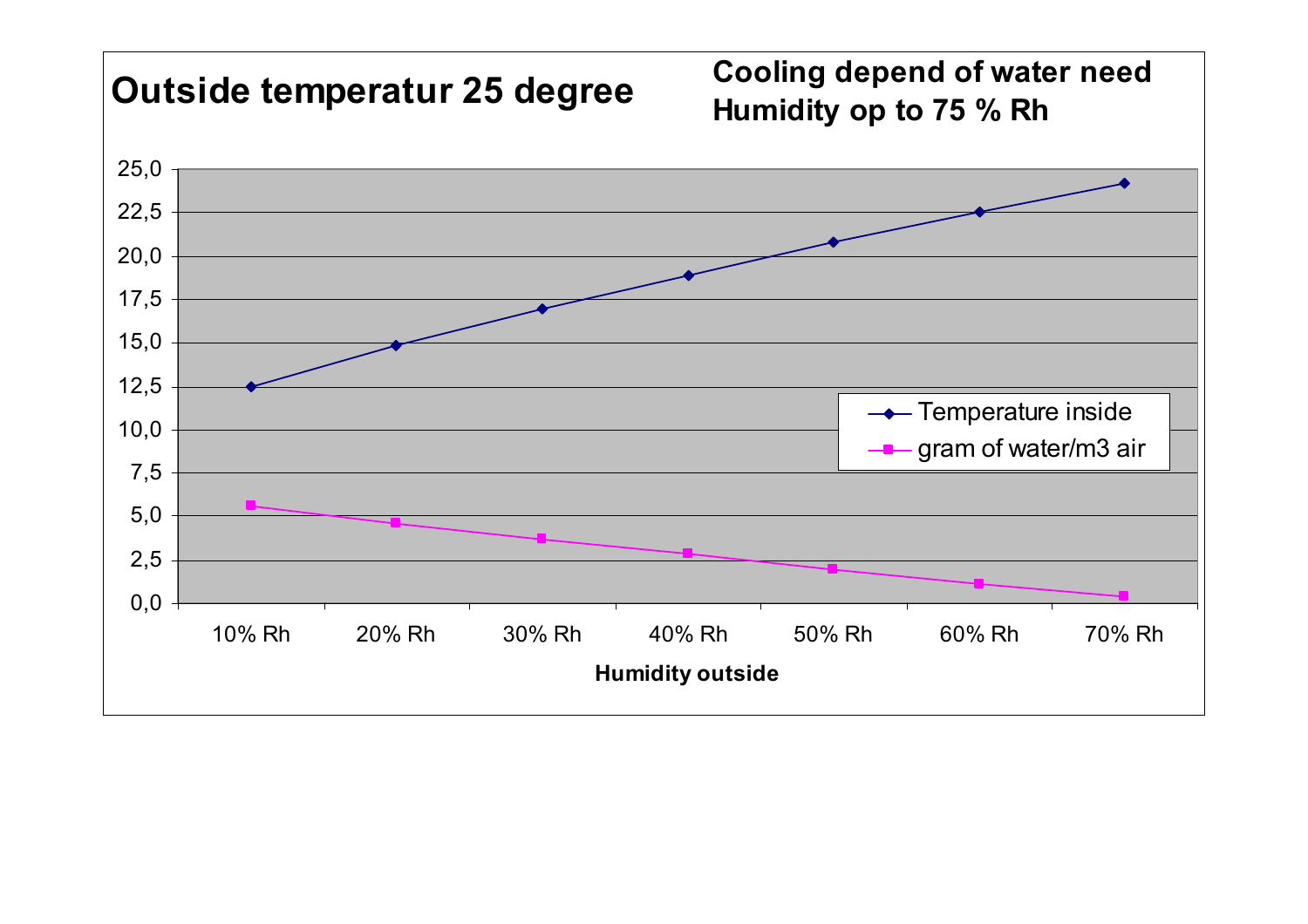# Outside temperatur 25 degree

**Cooling depend of water need**
**Humidity op to 75 % Rh**

| Humidity outside | Temperature inside | gram of water/m3 air |
|---|---|---|
| 10% Rh | 12,5 | 5,6 |
| 20% Rh | 14,9 | 4,6 |
| 30% Rh | 17,0 | 3,7 |
| 40% Rh | 18,9 | 2,9 |
| 50% Rh | 20,8 | 2,0 |
| 60% Rh | 22,6 | 1,2 |
| 70% Rh | 24,2 | 0,4 |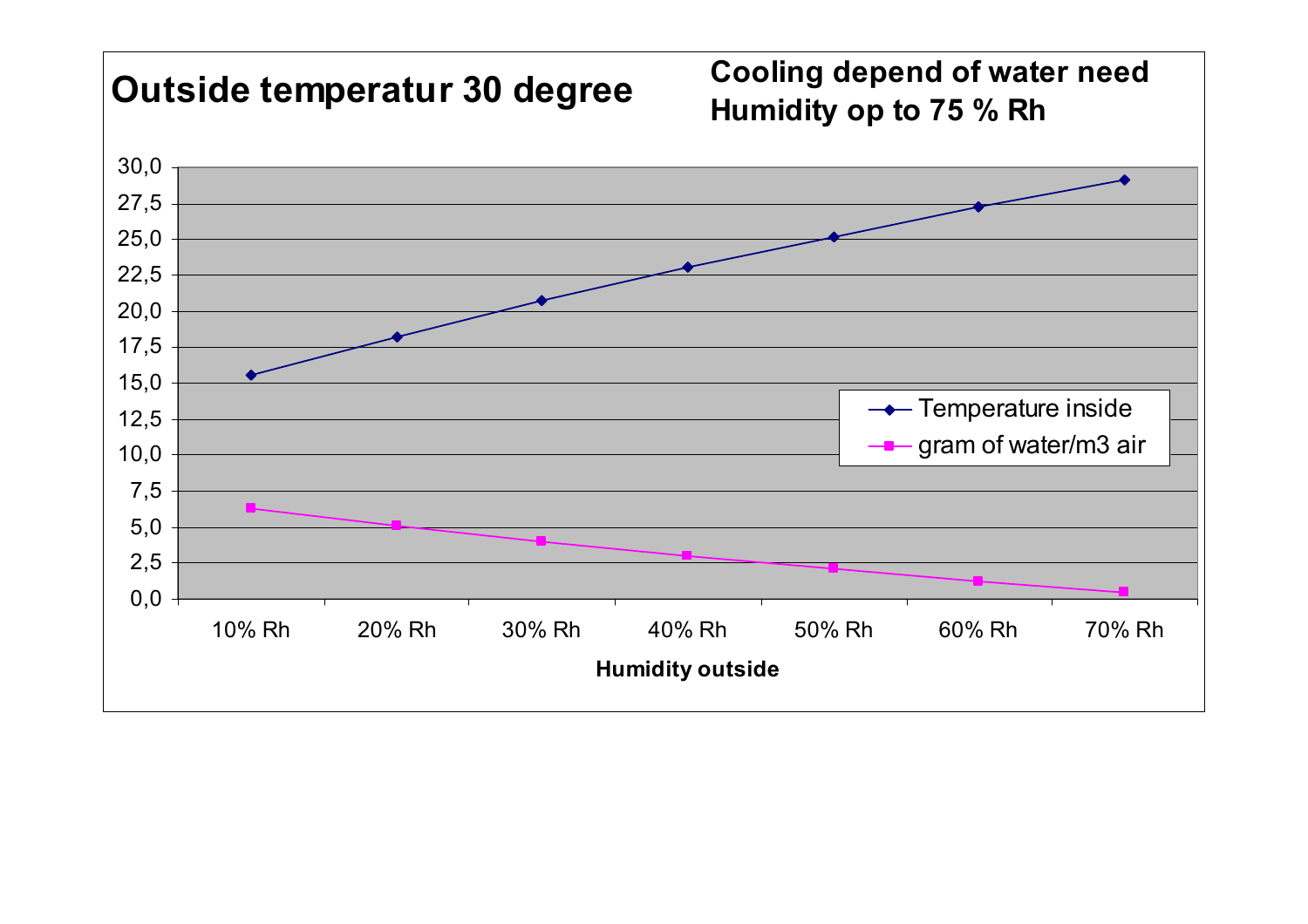# Outside temperatur 30 degree

**Cooling depend of water need**
**Humidity op to 75 % Rh**

| Humidity outside | Temperature inside | gram of water/m3 air |
|---|---|---|
| 10% Rh | 15,6 | 6,3 |
| 20% Rh | 18,2 | 5,1 |
| 30% Rh | 20,7 | 4,0 |
| 40% Rh | 23,0 | 3,0 |
| 50% Rh | 25,2 | 2,1 |
| 60% Rh | 27,3 | 1,2 |
| 70% Rh | 29,1 | 0,5 |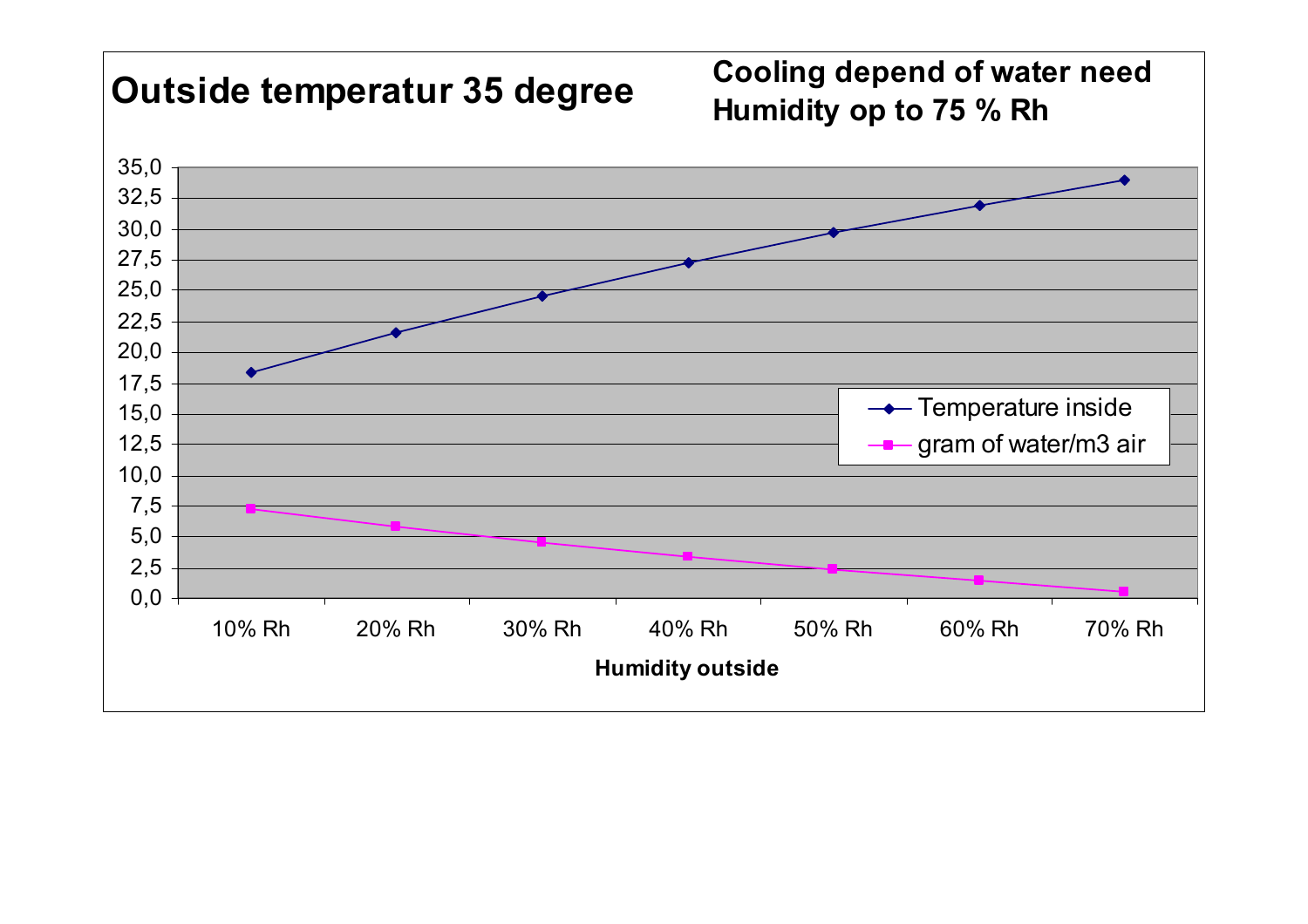# Outside temperatur 35 degree

**Cooling depend of water need**
**Humidity op to 75 % Rh**

35,0
32,5
30,0
27,5
25,0
22,5
20,0
17,5
15,0
12,5
10,0
7,5
5,0
2,5
0,0

- Temperature inside
- gram of water/m3 air

10% Rh | 20% Rh | 30% Rh | 40% Rh | 50% Rh | 60% Rh | 70% Rh

**Humidity outside**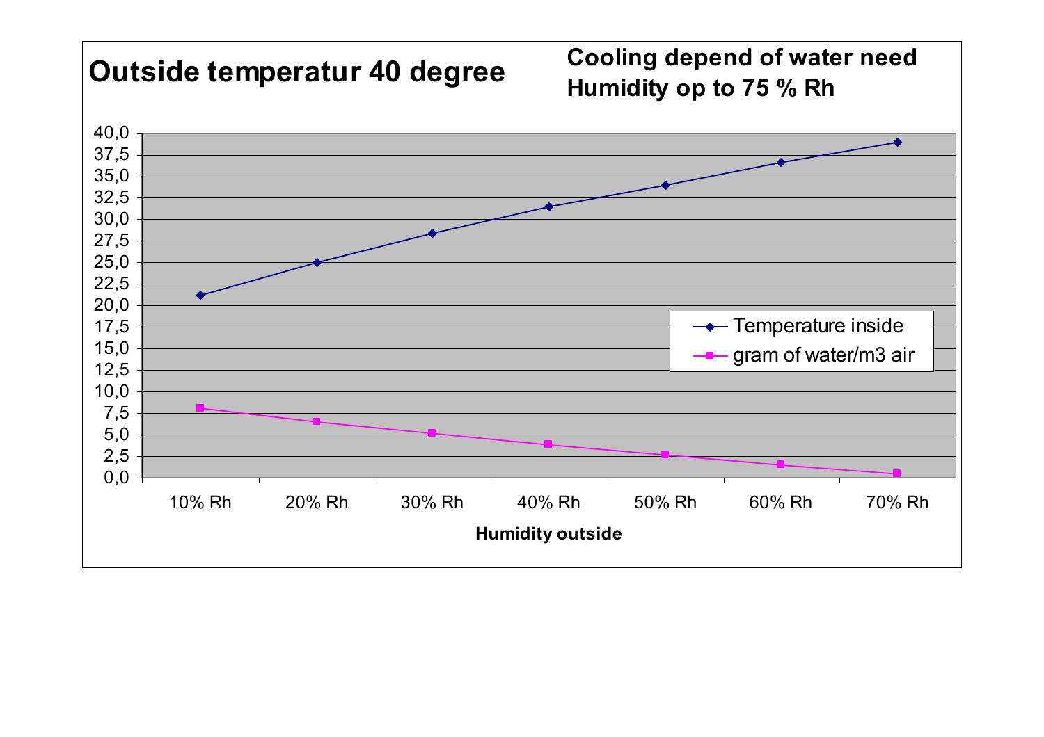Outside temperatur 40 degree

Cooling depend of water need
Humidity op to 75 % Rh

40,0
37,5
35,0
32,5
30,0
27,5
25,0
22,5
20,0
17,5
15,0
12,5
10,0
7,5
5,0
2,5
0,0

10% Rh
20% Rh
30% Rh
40% Rh
50% Rh
60% Rh
70% Rh

Humidity outside

Temperature inside
gram of water/m3 air